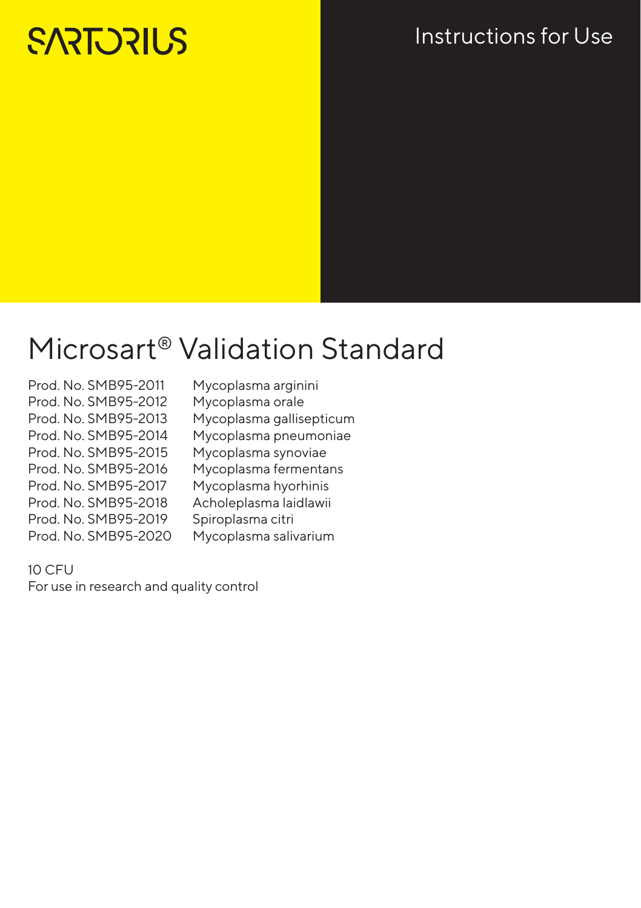SARTORIUS

Instructions for Use

# Microsart® Validation Standard

| | |
|---|---|
| Prod. No. SMB95-2011 | Mycoplasma arginini |
| Prod. No. SMB95-2012 | Mycoplasma orale |
| Prod. No. SMB95-2013 | Mycoplasma gallisepticum |
| Prod. No. SMB95-2014 | Mycoplasma pneumoniae |
| Prod. No. SMB95-2015 | Mycoplasma synoviae |
| Prod. No. SMB95-2016 | Mycoplasma fermentans |
| Prod. No. SMB95-2017 | Mycoplasma hyorhinis |
| Prod. No. SMB95-2018 | Acholeplasma laidlawii |
| Prod. No. SMB95-2019 | Spiroplasma citri |
| Prod. No. SMB95-2020 | Mycoplasma salivarium |

10 CFU
For use in research and quality control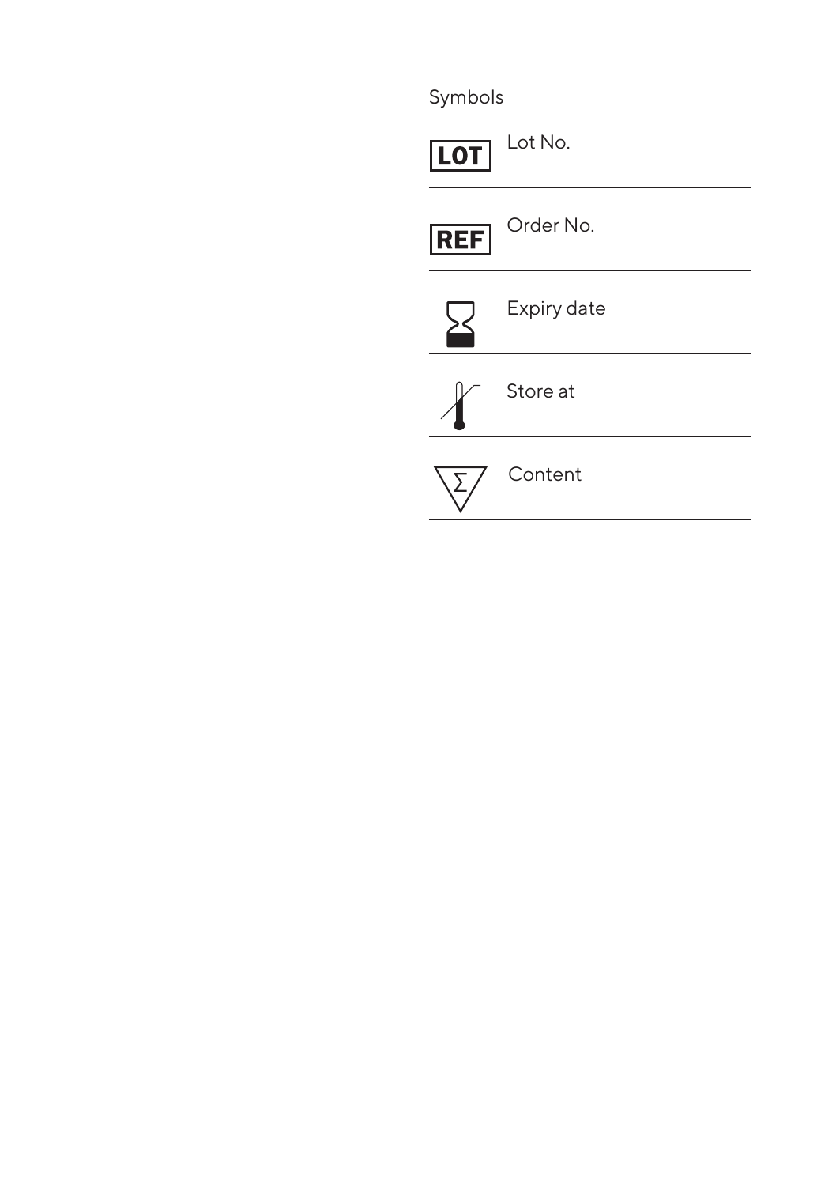Symbols

| Symbol | Meaning |
| --- | --- |
| LOT | Lot No. |
| REF | Order No. |
| | Expiry date |
| | Store at |
| Σ | Content |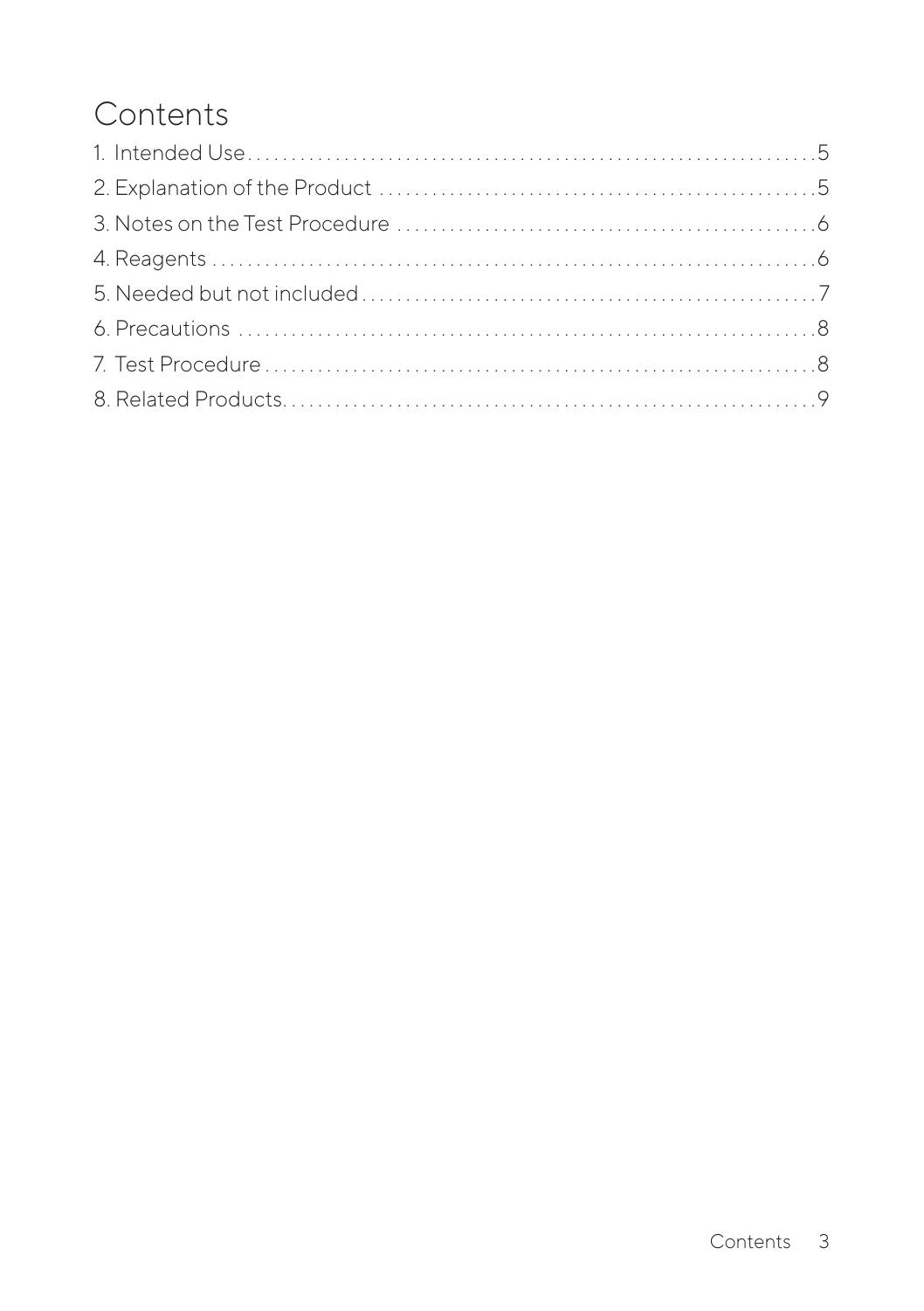# Contents

1. Intended Use.....5
2. Explanation of the Product.....5
3. Notes on the Test Procedure.....6
4. Reagents.....6
5. Needed but not included.....7
6. Precautions.....8
7. Test Procedure.....8
8. Related Products.....9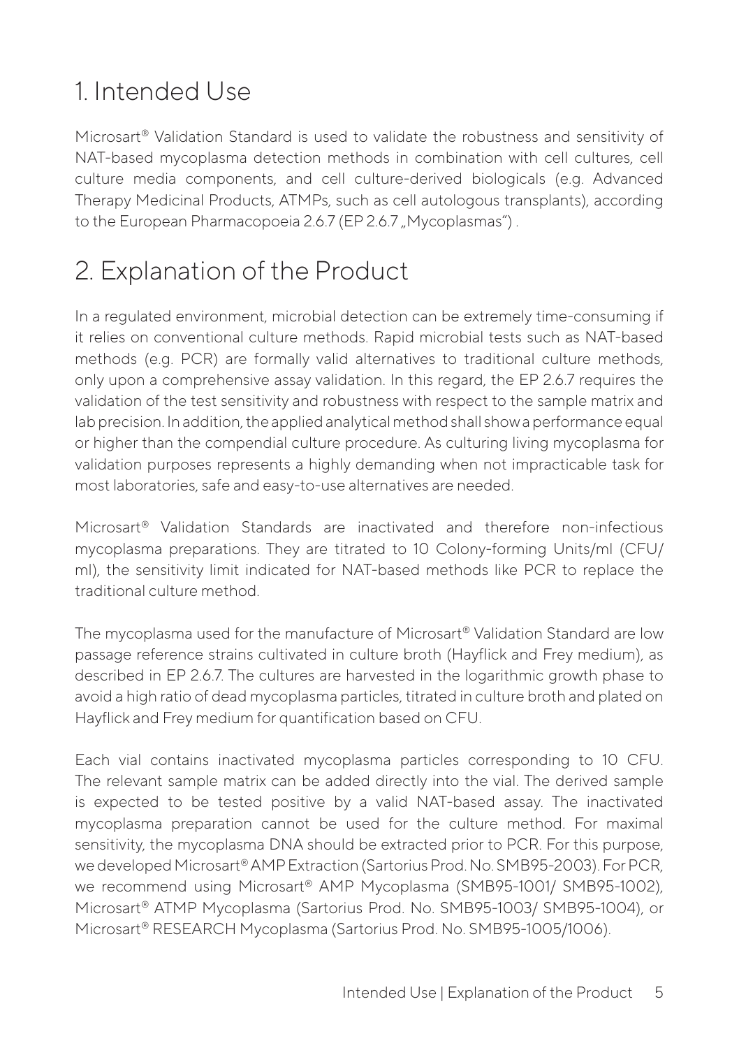# 1. Intended Use

Microsart® Validation Standard is used to validate the robustness and sensitivity of NAT-based mycoplasma detection methods in combination with cell cultures, cell culture media components, and cell culture-derived biologicals (e.g. Advanced Therapy Medicinal Products, ATMPs, such as cell autologous transplants), according to the European Pharmacopoeia 2.6.7 (EP 2.6.7 „Mycoplasmas") .

# 2. Explanation of the Product

In a regulated environment, microbial detection can be extremely time-consuming if it relies on conventional culture methods. Rapid microbial tests such as NAT-based methods (e.g. PCR) are formally valid alternatives to traditional culture methods, only upon a comprehensive assay validation. In this regard, the EP 2.6.7 requires the validation of the test sensitivity and robustness with respect to the sample matrix and lab precision. In addition, the applied analytical method shall show a performance equal or higher than the compendial culture procedure. As culturing living mycoplasma for validation purposes represents a highly demanding when not impracticable task for most laboratories, safe and easy-to-use alternatives are needed.

Microsart® Validation Standards are inactivated and therefore non-infectious mycoplasma preparations. They are titrated to 10 Colony-forming Units/ml (CFU/ml), the sensitivity limit indicated for NAT-based methods like PCR to replace the traditional culture method.

The mycoplasma used for the manufacture of Microsart® Validation Standard are low passage reference strains cultivated in culture broth (Hayflick and Frey medium), as described in EP 2.6.7. The cultures are harvested in the logarithmic growth phase to avoid a high ratio of dead mycoplasma particles, titrated in culture broth and plated on Hayflick and Frey medium for quantification based on CFU.

Each vial contains inactivated mycoplasma particles corresponding to 10 CFU. The relevant sample matrix can be added directly into the vial. The derived sample is expected to be tested positive by a valid NAT-based assay. The inactivated mycoplasma preparation cannot be used for the culture method. For maximal sensitivity, the mycoplasma DNA should be extracted prior to PCR. For this purpose, we developed Microsart® AMP Extraction (Sartorius Prod. No. SMB95-2003). For PCR, we recommend using Microsart® AMP Mycoplasma (SMB95-1001/ SMB95-1002), Microsart® ATMP Mycoplasma (Sartorius Prod. No. SMB95-1003/ SMB95-1004), or Microsart® RESEARCH Mycoplasma (Sartorius Prod. No. SMB95-1005/1006).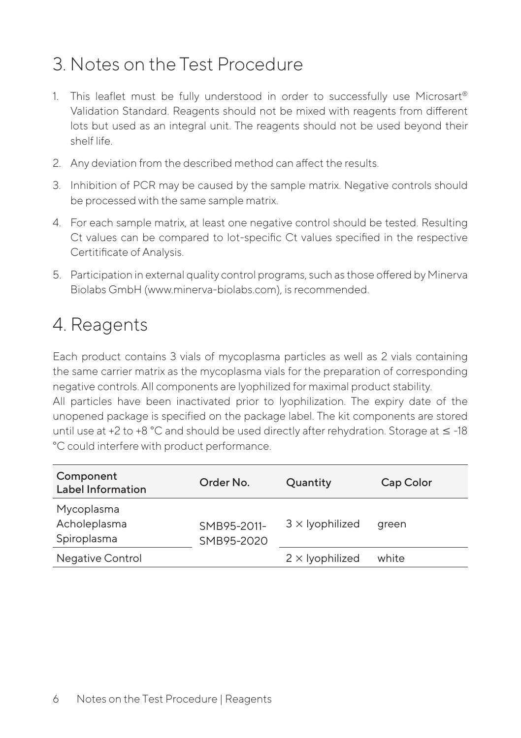## 3. Notes on the Test Procedure

1. This leaflet must be fully understood in order to successfully use Microsart® Validation Standard. Reagents should not be mixed with reagents from different lots but used as an integral unit. The reagents should not be used beyond their shelf life.
2. Any deviation from the described method can affect the results.
3. Inhibition of PCR may be caused by the sample matrix. Negative controls should be processed with the same sample matrix.
4. For each sample matrix, at least one negative control should be tested. Resulting Ct values can be compared to lot-specific Ct values specified in the respective Certitificate of Analysis.
5. Participation in external quality control programs, such as those offered by Minerva Biolabs GmbH (www.minerva-biolabs.com), is recommended.

## 4. Reagents

Each product contains 3 vials of mycoplasma particles as well as 2 vials containing the same carrier matrix as the mycoplasma vials for the preparation of corresponding negative controls. All components are lyophilized for maximal product stability.
All particles have been inactivated prior to lyophilization. The expiry date of the unopened package is specified on the package label. The kit components are stored until use at +2 to +8 °C and should be used directly after rehydration. Storage at ≤ -18 °C could interfere with product performance.

| Component Label Information | Order No. | Quantity | Cap Color |
|---|---|---|---|
| Mycoplasma Acholeplasma Spiroplasma | SMB95-2011- SMB95-2020 | 3 × lyophilized | green |
| Negative Control | | 2 × lyophilized | white |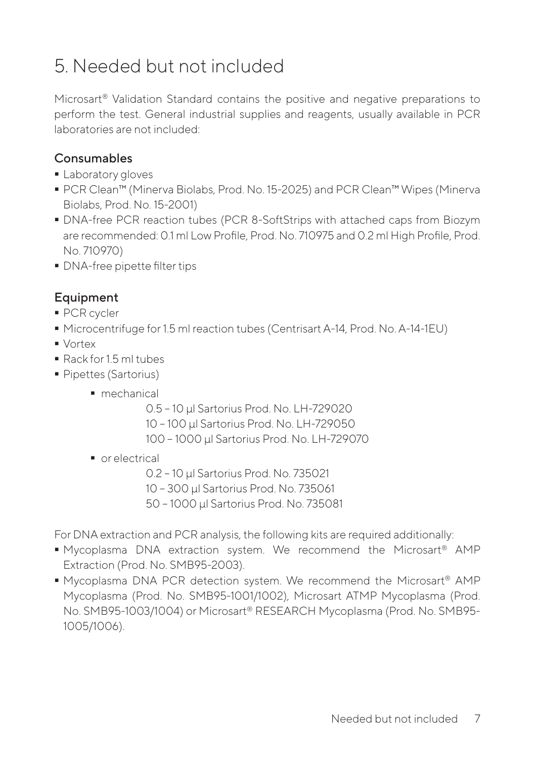# 5. Needed but not included

Microsart® Validation Standard contains the positive and negative preparations to perform the test. General industrial supplies and reagents, usually available in PCR laboratories are not included:

### Consumables

- Laboratory gloves
- PCR Clean™ (Minerva Biolabs, Prod. No. 15-2025) and PCR Clean™ Wipes (Minerva Biolabs, Prod. No. 15-2001)
- DNA-free PCR reaction tubes (PCR 8-SoftStrips with attached caps from Biozym are recommended: 0.1 ml Low Profile, Prod. No. 710975 and 0.2 ml High Profile, Prod. No. 710970)
- DNA-free pipette filter tips

### Equipment

- PCR cycler
- Microcentrifuge for 1.5 ml reaction tubes (Centrisart A-14, Prod. No. A-14-1EU)
- Vortex
- Rack for 1.5 ml tubes
- Pipettes (Sartorius)
  - mechanical
    
    0.5 – 10 µl Sartorius Prod. No. LH-729020
    10 – 100 µl Sartorius Prod. No. LH-729050
    100 – 1000 µl Sartorius Prod. No. LH-729070
  - or electrical
    
    0.2 – 10 µl Sartorius Prod. No. 735021
    10 – 300 µl Sartorius Prod. No. 735061
    50 – 1000 µl Sartorius Prod. No. 735081

For DNA extraction and PCR analysis, the following kits are required additionally:

- Mycoplasma DNA extraction system. We recommend the Microsart® AMP Extraction (Prod. No. SMB95-2003).
- Mycoplasma DNA PCR detection system. We recommend the Microsart® AMP Mycoplasma (Prod. No. SMB95-1001/1002), Microsart ATMP Mycoplasma (Prod. No. SMB95-1003/1004) or Microsart® RESEARCH Mycoplasma (Prod. No. SMB95-1005/1006).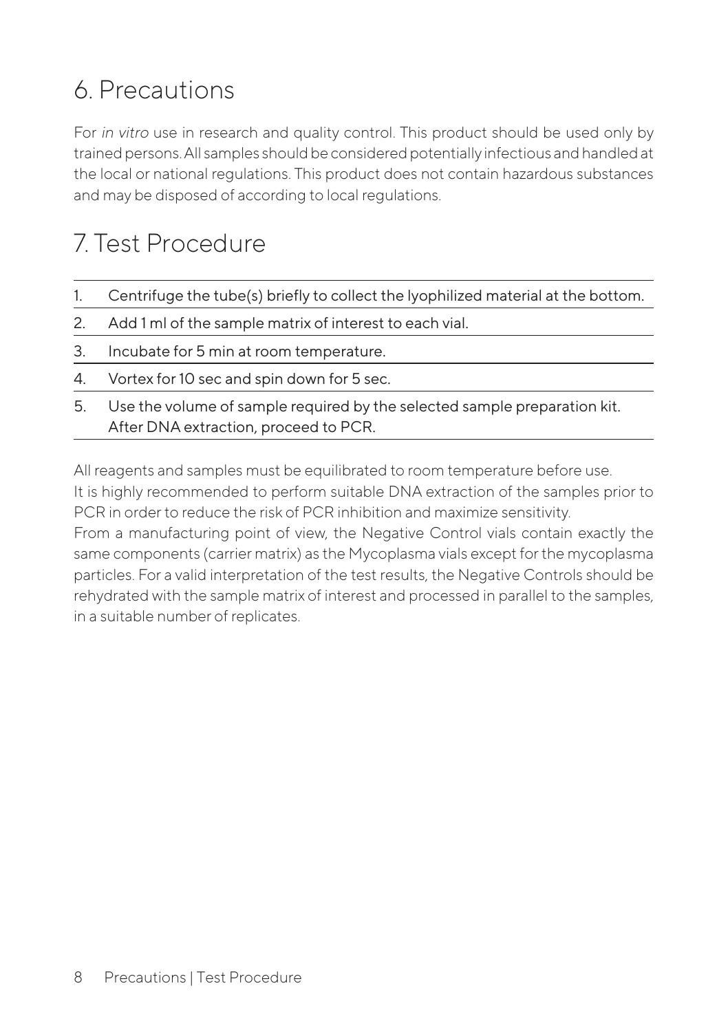## 6. Precautions

For *in vitro* use in research and quality control. This product should be used only by trained persons. All samples should be considered potentially infectious and handled at the local or national regulations. This product does not contain hazardous substances and may be disposed of according to local regulations.

## 7. Test Procedure

1. Centrifuge the tube(s) briefly to collect the lyophilized material at the bottom.
2. Add 1 ml of the sample matrix of interest to each vial.
3. Incubate for 5 min at room temperature.
4. Vortex for 10 sec and spin down for 5 sec.
5. Use the volume of sample required by the selected sample preparation kit. After DNA extraction, proceed to PCR.

All reagents and samples must be equilibrated to room temperature before use.
It is highly recommended to perform suitable DNA extraction of the samples prior to PCR in order to reduce the risk of PCR inhibition and maximize sensitivity.
From a manufacturing point of view, the Negative Control vials contain exactly the same components (carrier matrix) as the Mycoplasma vials except for the mycoplasma particles. For a valid interpretation of the test results, the Negative Controls should be rehydrated with the sample matrix of interest and processed in parallel to the samples, in a suitable number of replicates.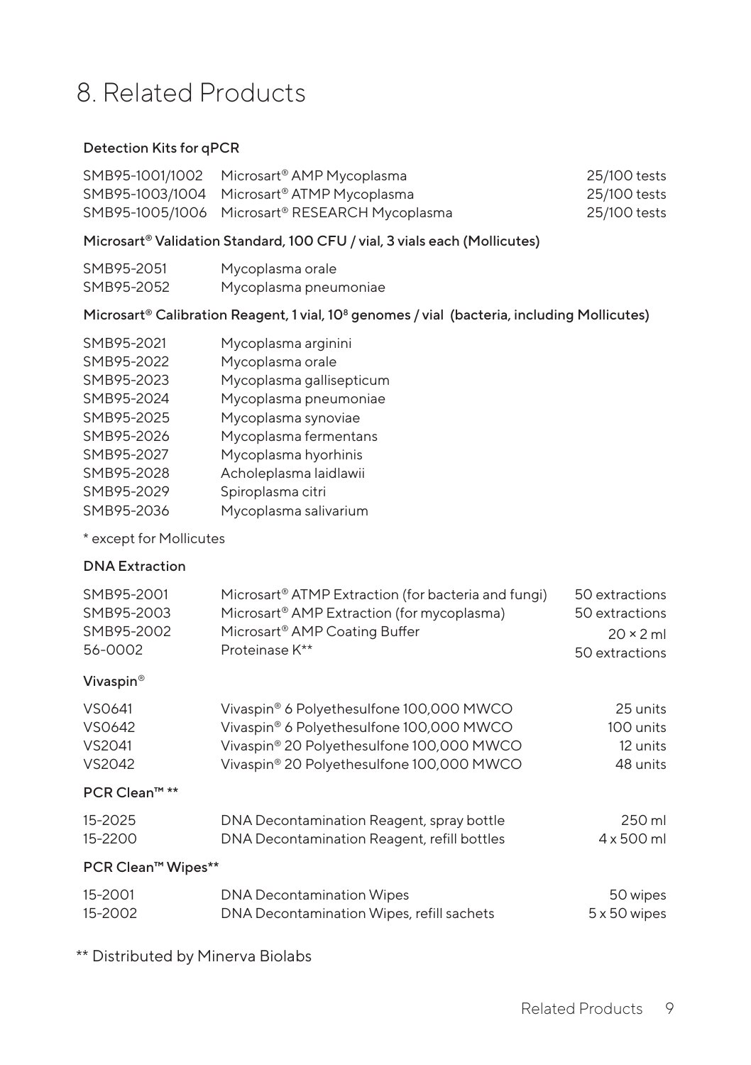# 8. Related Products

### Detection Kits for qPCR

| | | |
|---|---|---|
| SMB95-1001/1002 | Microsart® AMP Mycoplasma | 25/100 tests |
| SMB95-1003/1004 | Microsart® ATMP Mycoplasma | 25/100 tests |
| SMB95-1005/1006 | Microsart® RESEARCH Mycoplasma | 25/100 tests |

### Microsart® Validation Standard, 100 CFU / vial, 3 vials each (Mollicutes)

| | |
|---|---|
| SMB95-2051 | Mycoplasma orale |
| SMB95-2052 | Mycoplasma pneumoniae |

### Microsart® Calibration Reagent, 1 vial, $10^8$ genomes / vial (bacteria, including Mollicutes)

| | |
|---|---|
| SMB95-2021 | Mycoplasma arginini |
| SMB95-2022 | Mycoplasma orale |
| SMB95-2023 | Mycoplasma gallisepticum |
| SMB95-2024 | Mycoplasma pneumoniae |
| SMB95-2025 | Mycoplasma synoviae |
| SMB95-2026 | Mycoplasma fermentans |
| SMB95-2027 | Mycoplasma hyorhinis |
| SMB95-2028 | Acholeplasma laidlawii |
| SMB95-2029 | Spiroplasma citri |
| SMB95-2036 | Mycoplasma salivarium |

* except for Mollicutes

### DNA Extraction

| | | |
|---|---|---|
| SMB95-2001 | Microsart® ATMP Extraction (for bacteria and fungi) | 50 extractions |
| SMB95-2003 | Microsart® AMP Extraction (for mycoplasma) | 50 extractions |
| SMB95-2002 | Microsart® AMP Coating Buffer | 20 × 2 ml |
| 56-0002 | Proteinase K** | 50 extractions |

### Vivaspin®

| | | |
|---|---|---|
| VS0641 | Vivaspin® 6 Polyethesulfone 100,000 MWCO | 25 units |
| VS0642 | Vivaspin® 6 Polyethesulfone 100,000 MWCO | 100 units |
| VS2041 | Vivaspin® 20 Polyethesulfone 100,000 MWCO | 12 units |
| VS2042 | Vivaspin® 20 Polyethesulfone 100,000 MWCO | 48 units |

### PCR Clean™ **

| | | |
|---|---|---|
| 15-2025 | DNA Decontamination Reagent, spray bottle | 250 ml |
| 15-2200 | DNA Decontamination Reagent, refill bottles | 4 x 500 ml |

### PCR Clean™ Wipes**

| | | |
|---|---|---|
| 15-2001 | DNA Decontamination Wipes | 50 wipes |
| 15-2002 | DNA Decontamination Wipes, refill sachets | 5 x 50 wipes |

** Distributed by Minerva Biolabs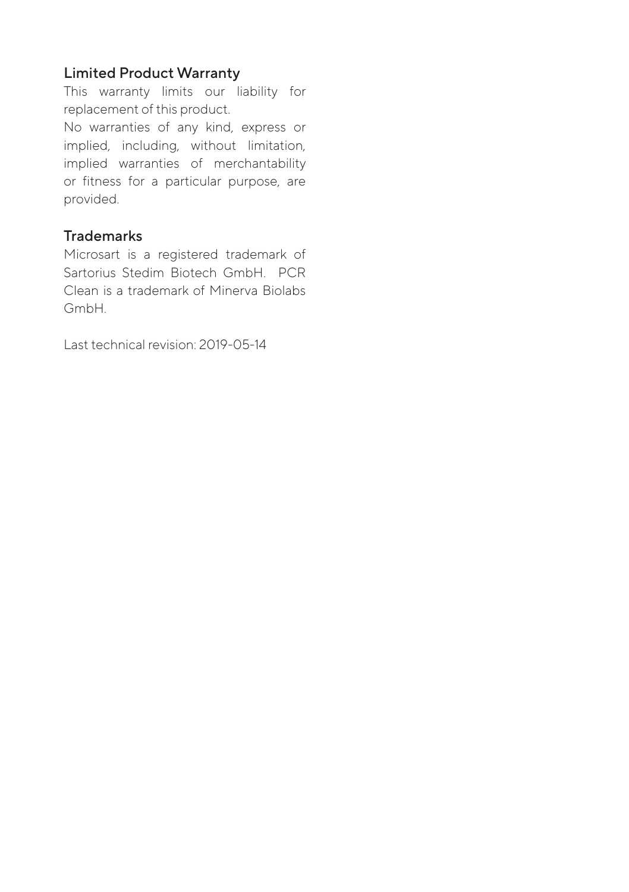## Limited Product Warranty

This warranty limits our liability for replacement of this product.

No warranties of any kind, express or implied, including, without limitation, implied warranties of merchantability or fitness for a particular purpose, are provided.

## Trademarks

Microsart is a registered trademark of Sartorius Stedim Biotech GmbH. PCR Clean is a trademark of Minerva Biolabs GmbH.

Last technical revision: 2019-05-14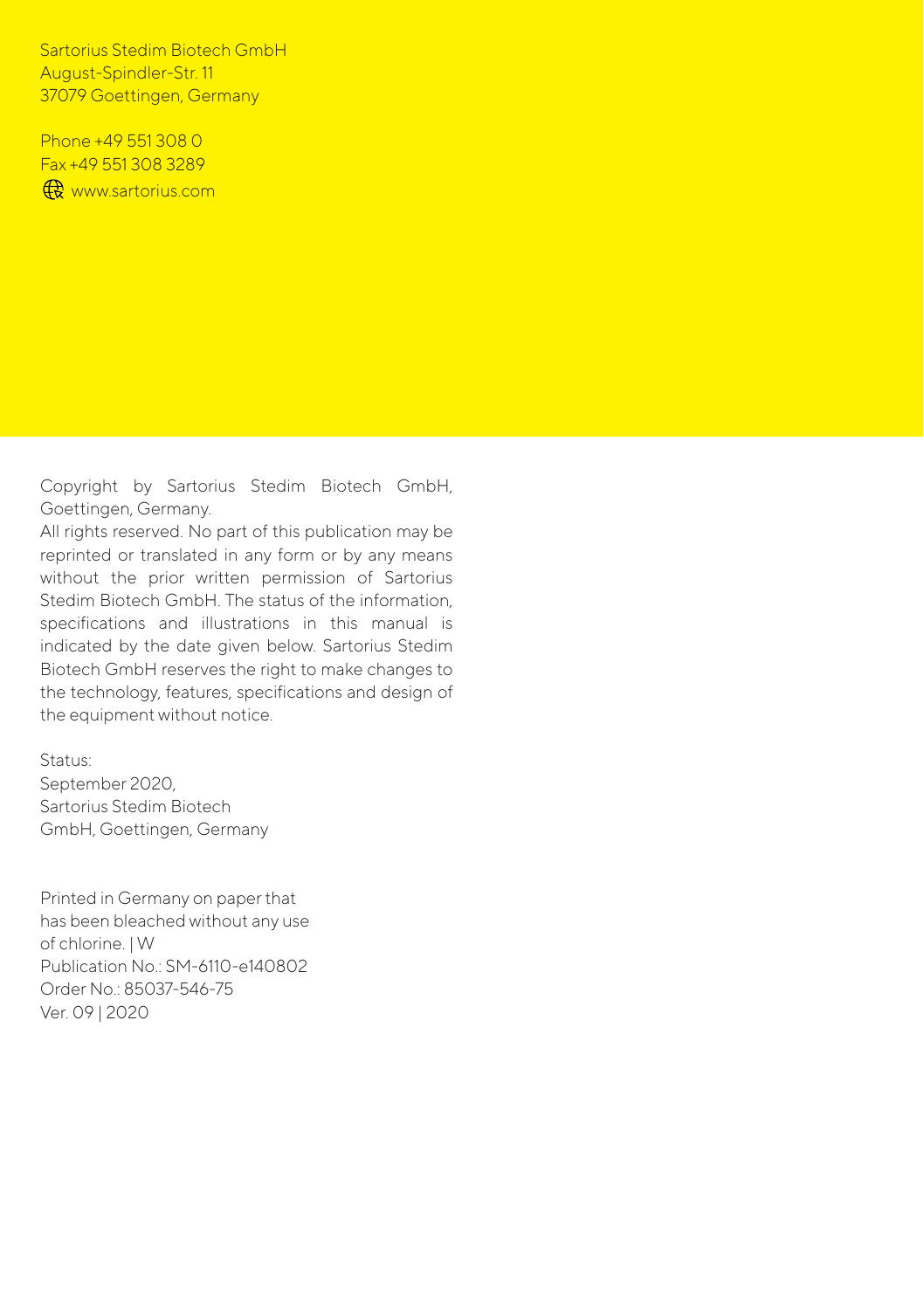Sartorius Stedim Biotech GmbH
August-Spindler-Str. 11
37079 Goettingen, Germany

Phone +49 551 308 0
Fax +49 551 308 3289
www.sartorius.com

Copyright by Sartorius Stedim Biotech GmbH, Goettingen, Germany.
All rights reserved. No part of this publication may be reprinted or translated in any form or by any means without the prior written permission of Sartorius Stedim Biotech GmbH. The status of the information, specifications and illustrations in this manual is indicated by the date given below. Sartorius Stedim Biotech GmbH reserves the right to make changes to the technology, features, specifications and design of the equipment without notice.

Status:
September 2020,
Sartorius Stedim Biotech
GmbH, Goettingen, Germany

Printed in Germany on paper that has been bleached without any use of chlorine. | W
Publication No.: SM-6110-e140802
Order No.: 85037-546-75
Ver. 09 | 2020